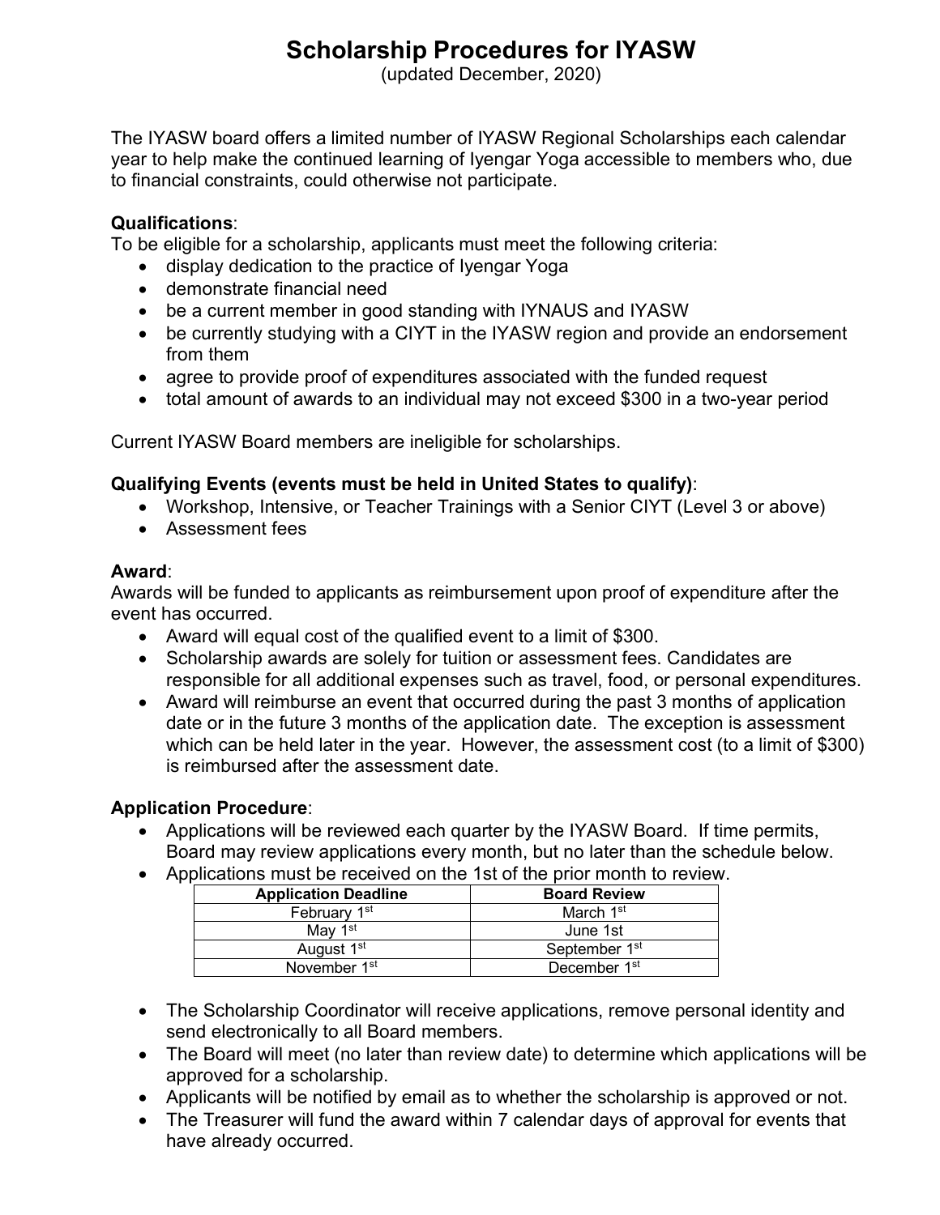# Scholarship Procedures for IYASW

(updated December, 2020)

The IYASW board offers a limited number of IYASW Regional Scholarships each calendar year to help make the continued learning of Iyengar Yoga accessible to members who, due to financial constraints, could otherwise not participate.

**Qualifications**:

To be eligible for a scholarship, applicants must meet the following criteria:

- display dedication to the practice of Iyengar Yoga
- demonstrate financial need
- be a current member in good standing with IYNAUS and IYASW
- be currently studying with a CIYT in the IYASW region and provide an endorsement from them
- agree to provide proof of expenditures associated with the funded request
- total amount of awards to an individual may not exceed $300 in a two-year period

Current IYASW Board members are ineligible for scholarships.

**Qualifying Events (events must be held in United States to qualify)**:

- Workshop, Intensive, or Teacher Trainings with a Senior CIYT (Level 3 or above)
- Assessment fees

**Award**:

Awards will be funded to applicants as reimbursement upon proof of expenditure after the event has occurred.

- Award will equal cost of the qualified event to a limit of $300.
- Scholarship awards are solely for tuition or assessment fees. Candidates are responsible for all additional expenses such as travel, food, or personal expenditures.
- Award will reimburse an event that occurred during the past 3 months of application date or in the future 3 months of the application date. The exception is assessment which can be held later in the year. However, the assessment cost (to a limit of $300) is reimbursed after the assessment date.

**Application Procedure**:

- Applications will be reviewed each quarter by the IYASW Board. If time permits, Board may review applications every month, but no later than the schedule below.
- Applications must be received on the 1st of the prior month to review.

| Application Deadline | Board Review |
| --- | --- |
| February 1st | March 1st |
| May 1st | June 1st |
| August 1st | September 1st |
| November 1st | December 1st |

- The Scholarship Coordinator will receive applications, remove personal identity and send electronically to all Board members.
- The Board will meet (no later than review date) to determine which applications will be approved for a scholarship.
- Applicants will be notified by email as to whether the scholarship is approved or not.
- The Treasurer will fund the award within 7 calendar days of approval for events that have already occurred.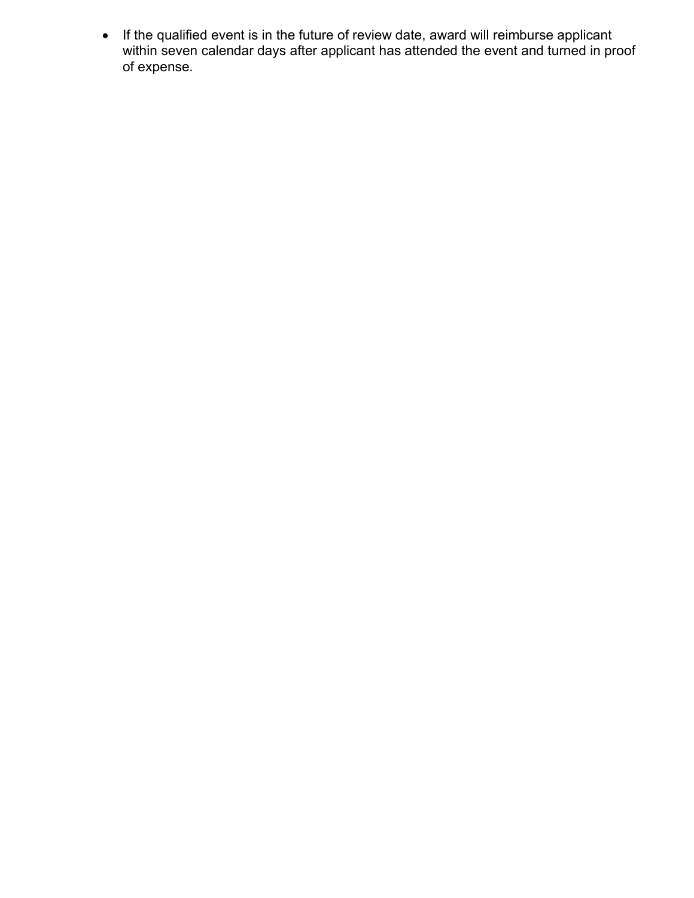- If the qualified event is in the future of review date, award will reimburse applicant within seven calendar days after applicant has attended the event and turned in proof of expense.